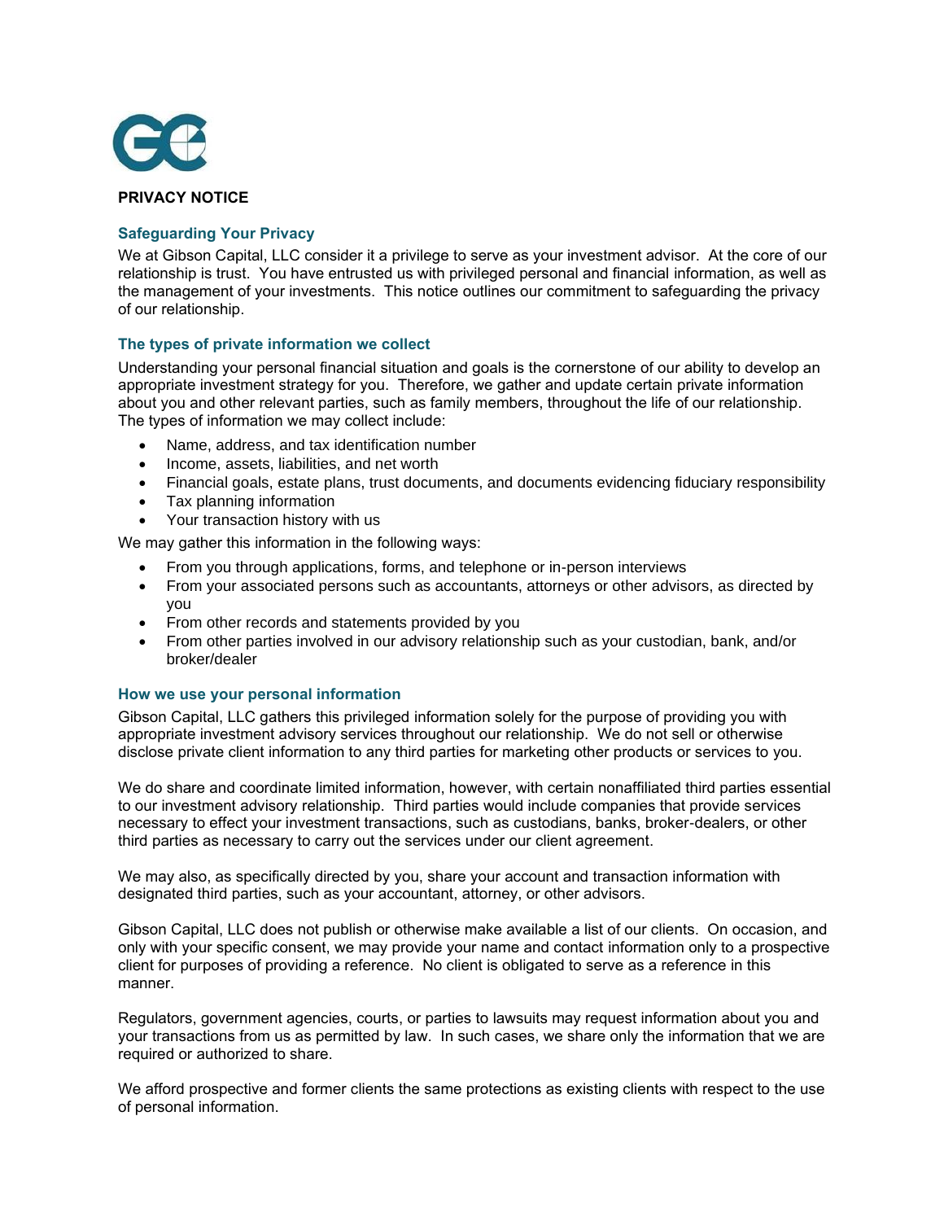# PRIVACY NOTICE

## Safeguarding Your Privacy

We at Gibson Capital, LLC consider it a privilege to serve as your investment advisor. At the core of our relationship is trust. You have entrusted us with privileged personal and financial information, as well as the management of your investments. This notice outlines our commitment to safeguarding the privacy of our relationship.

## The types of private information we collect

Understanding your personal financial situation and goals is the cornerstone of our ability to develop an appropriate investment strategy for you. Therefore, we gather and update certain private information about you and other relevant parties, such as family members, throughout the life of our relationship. The types of information we may collect include:

- Name, address, and tax identification number
- Income, assets, liabilities, and net worth
- Financial goals, estate plans, trust documents, and documents evidencing fiduciary responsibility
- Tax planning information
- Your transaction history with us

We may gather this information in the following ways:

- From you through applications, forms, and telephone or in-person interviews
- From your associated persons such as accountants, attorneys or other advisors, as directed by you
- From other records and statements provided by you
- From other parties involved in our advisory relationship such as your custodian, bank, and/or broker/dealer

## How we use your personal information

Gibson Capital, LLC gathers this privileged information solely for the purpose of providing you with appropriate investment advisory services throughout our relationship. We do not sell or otherwise disclose private client information to any third parties for marketing other products or services to you.

We do share and coordinate limited information, however, with certain nonaffiliated third parties essential to our investment advisory relationship. Third parties would include companies that provide services necessary to effect your investment transactions, such as custodians, banks, broker-dealers, or other third parties as necessary to carry out the services under our client agreement.

We may also, as specifically directed by you, share your account and transaction information with designated third parties, such as your accountant, attorney, or other advisors.

Gibson Capital, LLC does not publish or otherwise make available a list of our clients. On occasion, and only with your specific consent, we may provide your name and contact information only to a prospective client for purposes of providing a reference. No client is obligated to serve as a reference in this manner.

Regulators, government agencies, courts, or parties to lawsuits may request information about you and your transactions from us as permitted by law. In such cases, we share only the information that we are required or authorized to share.

We afford prospective and former clients the same protections as existing clients with respect to the use of personal information.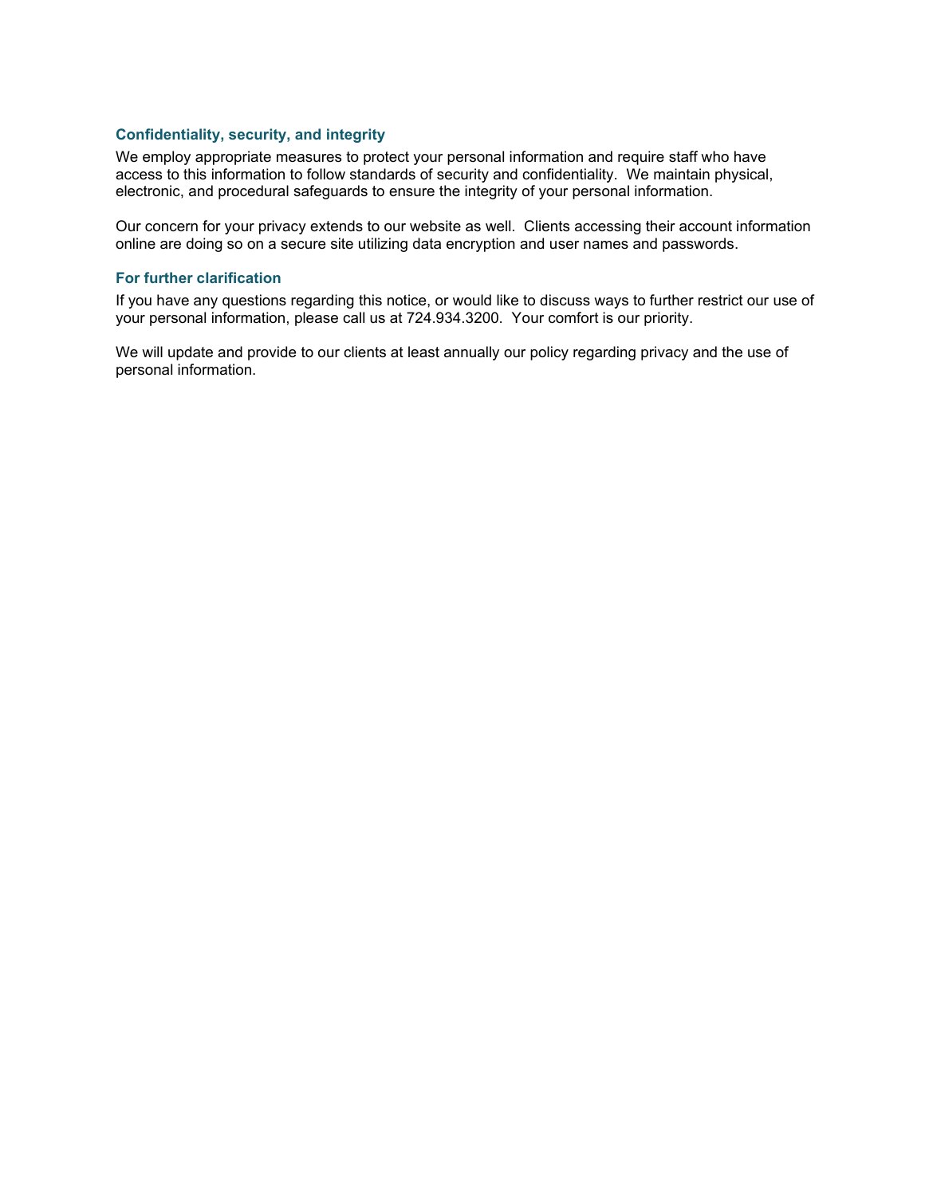### Confidentiality, security, and integrity

We employ appropriate measures to protect your personal information and require staff who have access to this information to follow standards of security and confidentiality. We maintain physical, electronic, and procedural safeguards to ensure the integrity of your personal information.

Our concern for your privacy extends to our website as well. Clients accessing their account information online are doing so on a secure site utilizing data encryption and user names and passwords.

### For further clarification

If you have any questions regarding this notice, or would like to discuss ways to further restrict our use of your personal information, please call us at 724.934.3200. Your comfort is our priority.

We will update and provide to our clients at least annually our policy regarding privacy and the use of personal information.